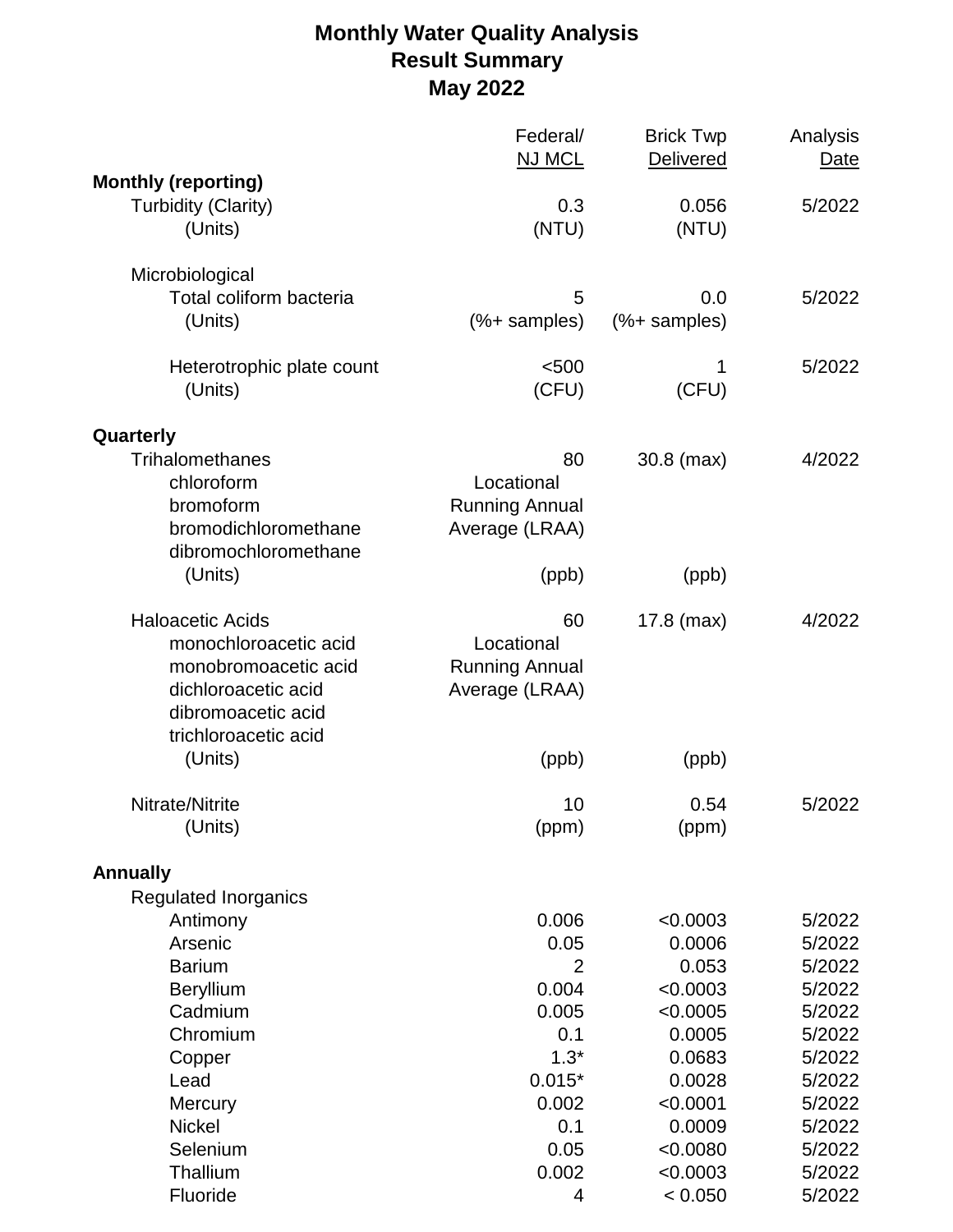# Monthly Water Quality Analysis
## Result Summary
## May 2022

| | Federal/ NJ MCL | Brick Twp Delivered | Analysis Date |
|---|---|---|---|
| **Monthly (reporting)** | | | |
| Turbidity (Clarity) | 0.3 | 0.056 | 5/2022 |
| (Units) | (NTU) | (NTU) | |
| Microbiological | | | |
| Total coliform bacteria | 5 | 0.0 | 5/2022 |
| (Units) | (%+ samples) | (%+ samples) | |
| Heterotrophic plate count | <500 | 1 | 5/2022 |
| (Units) | (CFU) | (CFU) | |
| **Quarterly** | | | |
| Trihalomethanes | 80 | 30.8 (max) | 4/2022 |
| chloroform | Locational | | |
| bromoform | Running Annual | | |
| bromodichloromethane | Average (LRAA) | | |
| dibromochloromethane | | | |
| (Units) | (ppb) | (ppb) | |
| Haloacetic Acids | 60 | 17.8 (max) | 4/2022 |
| monochloroacetic acid | Locational | | |
| monobromoacetic acid | Running Annual | | |
| dichloroacetic acid | Average (LRAA) | | |
| dibromoacetic acid | | | |
| trichloroacetic acid | | | |
| (Units) | (ppb) | (ppb) | |
| Nitrate/Nitrite | 10 | 0.54 | 5/2022 |
| (Units) | (ppm) | (ppm) | |
| **Annually** | | | |
| Regulated Inorganics | | | |
| Antimony | 0.006 | <0.0003 | 5/2022 |
| Arsenic | 0.05 | 0.0006 | 5/2022 |
| Barium | 2 | 0.053 | 5/2022 |
| Beryllium | 0.004 | <0.0003 | 5/2022 |
| Cadmium | 0.005 | <0.0005 | 5/2022 |
| Chromium | 0.1 | 0.0005 | 5/2022 |
| Copper | 1.3* | 0.0683 | 5/2022 |
| Lead | 0.015* | 0.0028 | 5/2022 |
| Mercury | 0.002 | <0.0001 | 5/2022 |
| Nickel | 0.1 | 0.0009 | 5/2022 |
| Selenium | 0.05 | <0.0080 | 5/2022 |
| Thallium | 0.002 | <0.0003 | 5/2022 |
| Fluoride | 4 | < 0.050 | 5/2022 |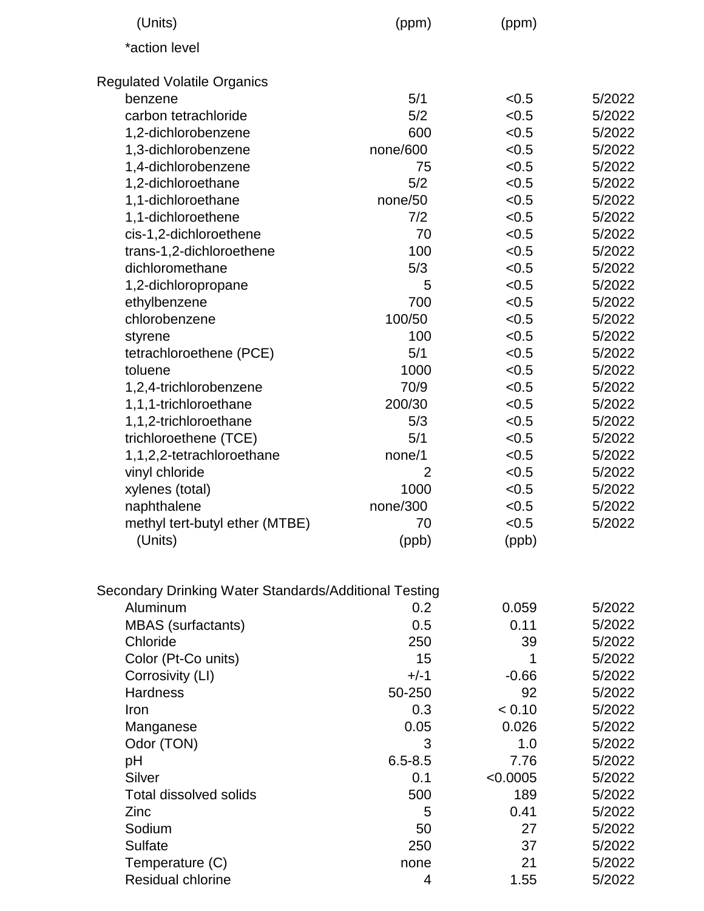| | | | |
|---|---|---|---|
| (Units) | (ppm) | (ppm) | |
| *action level | | | |
| | | | |
| **Regulated Volatile Organics** | | | |
| benzene | 5/1 | <0.5 | 5/2022 |
| carbon tetrachloride | 5/2 | <0.5 | 5/2022 |
| 1,2-dichlorobenzene | 600 | <0.5 | 5/2022 |
| 1,3-dichlorobenzene | none/600 | <0.5 | 5/2022 |
| 1,4-dichlorobenzene | 75 | <0.5 | 5/2022 |
| 1,2-dichloroethane | 5/2 | <0.5 | 5/2022 |
| 1,1-dichloroethane | none/50 | <0.5 | 5/2022 |
| 1,1-dichloroethene | 7/2 | <0.5 | 5/2022 |
| cis-1,2-dichloroethene | 70 | <0.5 | 5/2022 |
| trans-1,2-dichloroethene | 100 | <0.5 | 5/2022 |
| dichloromethane | 5/3 | <0.5 | 5/2022 |
| 1,2-dichloropropane | 5 | <0.5 | 5/2022 |
| ethylbenzene | 700 | <0.5 | 5/2022 |
| chlorobenzene | 100/50 | <0.5 | 5/2022 |
| styrene | 100 | <0.5 | 5/2022 |
| tetrachloroethene (PCE) | 5/1 | <0.5 | 5/2022 |
| toluene | 1000 | <0.5 | 5/2022 |
| 1,2,4-trichlorobenzene | 70/9 | <0.5 | 5/2022 |
| 1,1,1-trichloroethane | 200/30 | <0.5 | 5/2022 |
| 1,1,2-trichloroethane | 5/3 | <0.5 | 5/2022 |
| trichloroethene (TCE) | 5/1 | <0.5 | 5/2022 |
| 1,1,2,2-tetrachloroethane | none/1 | <0.5 | 5/2022 |
| vinyl chloride | 2 | <0.5 | 5/2022 |
| xylenes (total) | 1000 | <0.5 | 5/2022 |
| naphthalene | none/300 | <0.5 | 5/2022 |
| methyl tert-butyl ether (MTBE) | 70 | <0.5 | 5/2022 |
| (Units) | (ppb) | (ppb) | |
| | | | |
| **Secondary Drinking Water Standards/Additional Testing** | | | |
| Aluminum | 0.2 | 0.059 | 5/2022 |
| MBAS (surfactants) | 0.5 | 0.11 | 5/2022 |
| Chloride | 250 | 39 | 5/2022 |
| Color (Pt-Co units) | 15 | 1 | 5/2022 |
| Corrosivity (LI) | +/-1 | -0.66 | 5/2022 |
| Hardness | 50-250 | 92 | 5/2022 |
| Iron | 0.3 | < 0.10 | 5/2022 |
| Manganese | 0.05 | 0.026 | 5/2022 |
| Odor (TON) | 3 | 1.0 | 5/2022 |
| pH | 6.5-8.5 | 7.76 | 5/2022 |
| Silver | 0.1 | <0.0005 | 5/2022 |
| Total dissolved solids | 500 | 189 | 5/2022 |
| Zinc | 5 | 0.41 | 5/2022 |
| Sodium | 50 | 27 | 5/2022 |
| Sulfate | 250 | 37 | 5/2022 |
| Temperature (C) | none | 21 | 5/2022 |
| Residual chlorine | 4 | 1.55 | 5/2022 |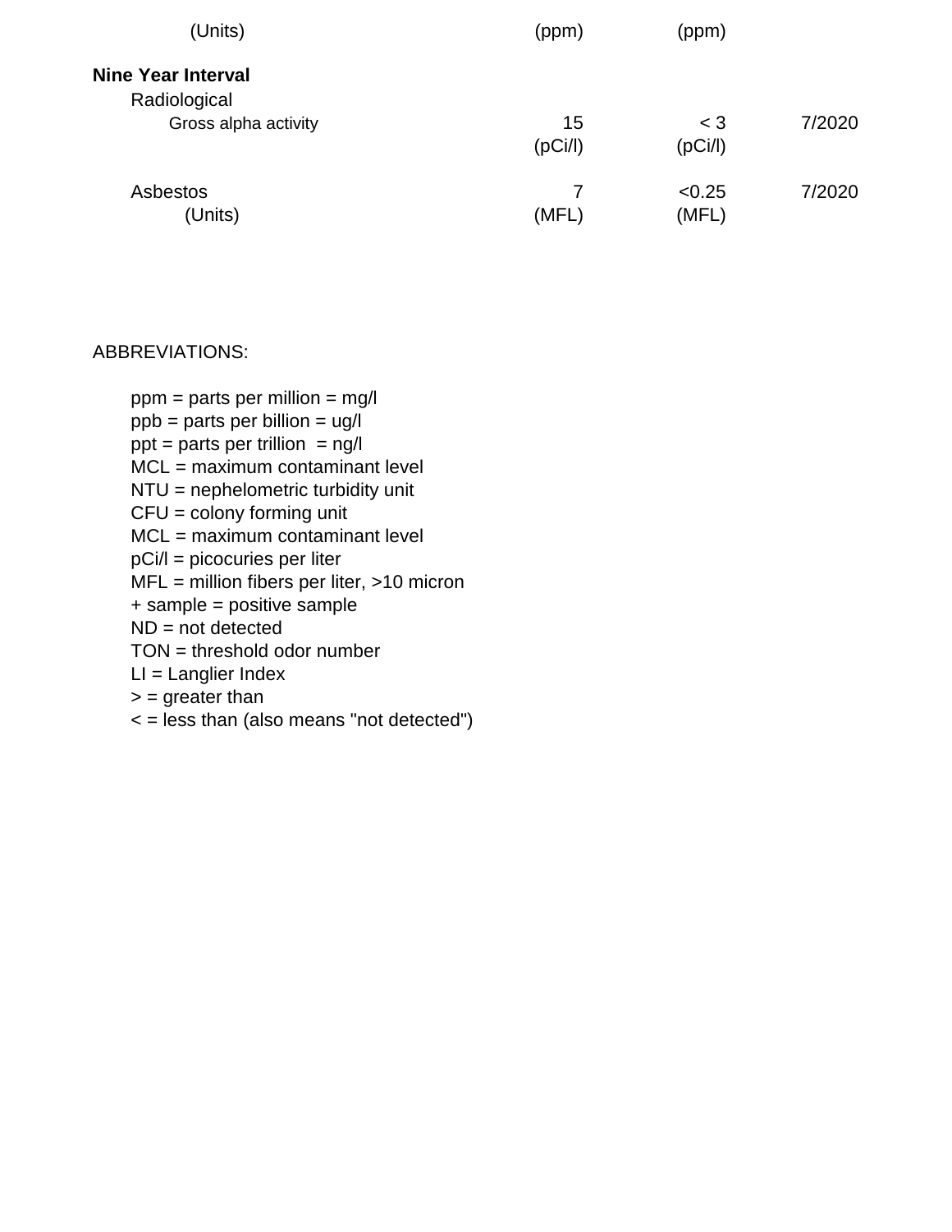| | | | |
|---|---|---|---|
| (Units) | (ppm) | (ppm) | |
| **Nine Year Interval** | | | |
| Radiological | | | |
| Gross alpha activity | 15 (pCi/l) | < 3 (pCi/l) | 7/2020 |
| Asbestos (Units) | 7 (MFL) | <0.25 (MFL) | 7/2020 |

ABBREVIATIONS:

ppm = parts per million = mg/l
ppb = parts per billion = ug/l
ppt = parts per trillion = ng/l
MCL = maximum contaminant level
NTU = nephelometric turbidity unit
CFU = colony forming unit
MCL = maximum contaminant level
pCi/l = picocuries per liter
MFL = million fibers per liter, >10 micron
+ sample = positive sample
ND = not detected
TON = threshold odor number
LI = Langlier Index
> = greater than
< = less than (also means "not detected")